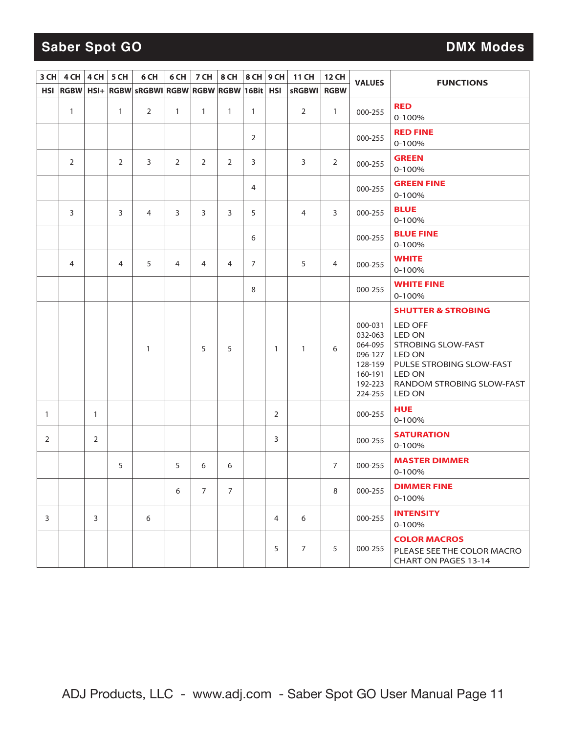# Saber Spot GO — DMX Modes

| 3 CH | 4 CH | 4 CH | 5 CH | 6 CH | 6 CH | 7 CH | 8 CH | 8 CH | 9 CH | 11 CH | 12 CH | VALUES | FUNCTIONS |
|---|---|---|---|---|---|---|---|---|---|---|---|---|---|
| HSI | RGBW | HSI+ | RGBW | sRGBWI | RGBW | RGBW | RGBW | 16Bit | HSI | sRGBWI | RGBW | | |
| | 1 | | 1 | 2 | 1 | 1 | 1 | 1 | | 2 | 1 | 000-255 | **RED** 0-100% |
| | | | | | | | | 2 | | | | 000-255 | **RED FINE** 0-100% |
| | 2 | | 2 | 3 | 2 | 2 | 2 | 3 | | 3 | 2 | 000-255 | **GREEN** 0-100% |
| | | | | | | | | 4 | | | | 000-255 | **GREEN FINE** 0-100% |
| | 3 | | 3 | 4 | 3 | 3 | 3 | 5 | | 4 | 3 | 000-255 | **BLUE** 0-100% |
| | | | | | | | | 6 | | | | 000-255 | **BLUE FINE** 0-100% |
| | 4 | | 4 | 5 | 4 | 4 | 4 | 7 | | 5 | 4 | 000-255 | **WHITE** 0-100% |
| | | | | | | | | 8 | | | | 000-255 | **WHITE FINE** 0-100% |
| | | | | 1 | | 5 | 5 | | 1 | 1 | 6 | 000-031<br>032-063<br>064-095<br>096-127<br>128-159<br>160-191<br>192-223<br>224-255 | **SHUTTER & STROBING**<br>LED OFF<br>LED ON<br>STROBING SLOW-FAST<br>LED ON<br>PULSE STROBING SLOW-FAST<br>LED ON<br>RANDOM STROBING SLOW-FAST<br>LED ON |
| 1 | | 1 | | | | | | | 2 | | | 000-255 | **HUE** 0-100% |
| 2 | | 2 | | | | | | | 3 | | | 000-255 | **SATURATION** 0-100% |
| | | | 5 | | 5 | 6 | 6 | | | | 7 | 000-255 | **MASTER DIMMER** 0-100% |
| | | | | | 6 | 7 | 7 | | | | 8 | 000-255 | **DIMMER FINE** 0-100% |
| 3 | | 3 | | 6 | | | | | 4 | 6 | | 000-255 | **INTENSITY** 0-100% |
| | | | | | | | | | 5 | 7 | 5 | 000-255 | **COLOR MACROS** PLEASE SEE THE COLOR MACRO CHART ON PAGES 13-14 |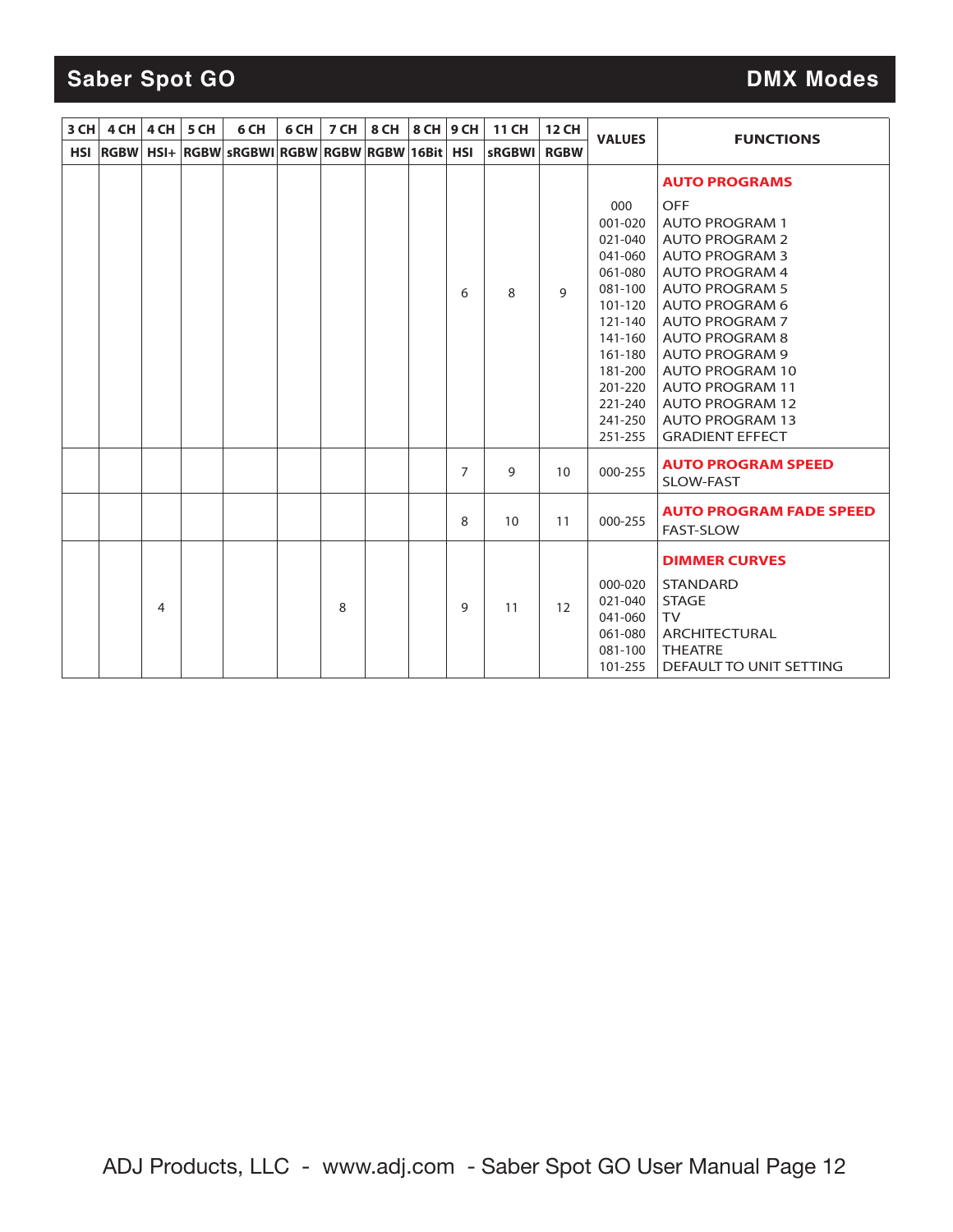| 3 CH HSI | 4 CH RGBW | 4 CH HSI+ | 5 CH RGBW | 6 CH sRGBWI | 6 CH RGBW | 7 CH RGBW | 8 CH RGBW | 8 CH 16Bit | 9 CH HSI | 11 CH sRGBWI | 12 CH RGBW | VALUES | FUNCTIONS |
|---|---|---|---|---|---|---|---|---|---|---|---|---|---|
| | | | | | | | | | 6 | 8 | 9 | | **AUTO PROGRAMS** |
| | | | | | | | | | | | | 000 | OFF |
| | | | | | | | | | | | | 001-020 | AUTO PROGRAM 1 |
| | | | | | | | | | | | | 021-040 | AUTO PROGRAM 2 |
| | | | | | | | | | | | | 041-060 | AUTO PROGRAM 3 |
| | | | | | | | | | | | | 061-080 | AUTO PROGRAM 4 |
| | | | | | | | | | | | | 081-100 | AUTO PROGRAM 5 |
| | | | | | | | | | | | | 101-120 | AUTO PROGRAM 6 |
| | | | | | | | | | | | | 121-140 | AUTO PROGRAM 7 |
| | | | | | | | | | | | | 141-160 | AUTO PROGRAM 8 |
| | | | | | | | | | | | | 161-180 | AUTO PROGRAM 9 |
| | | | | | | | | | | | | 181-200 | AUTO PROGRAM 10 |
| | | | | | | | | | | | | 201-220 | AUTO PROGRAM 11 |
| | | | | | | | | | | | | 221-240 | AUTO PROGRAM 12 |
| | | | | | | | | | | | | 241-250 | AUTO PROGRAM 13 |
| | | | | | | | | | | | | 251-255 | GRADIENT EFFECT |
| | | | | | | | | | 7 | 9 | 10 | 000-255 | **AUTO PROGRAM SPEED**<br>SLOW-FAST |
| | | | | | | | | | 8 | 10 | 11 | 000-255 | **AUTO PROGRAM FADE SPEED**<br>FAST-SLOW |
| | | 4 | | | | 8 | | | 9 | 11 | 12 | | **DIMMER CURVES** |
| | | | | | | | | | | | | 000-020 | STANDARD |
| | | | | | | | | | | | | 021-040 | STAGE |
| | | | | | | | | | | | | 041-060 | TV |
| | | | | | | | | | | | | 061-080 | ARCHITECTURAL |
| | | | | | | | | | | | | 081-100 | THEATRE |
| | | | | | | | | | | | | 101-255 | DEFAULT TO UNIT SETTING |